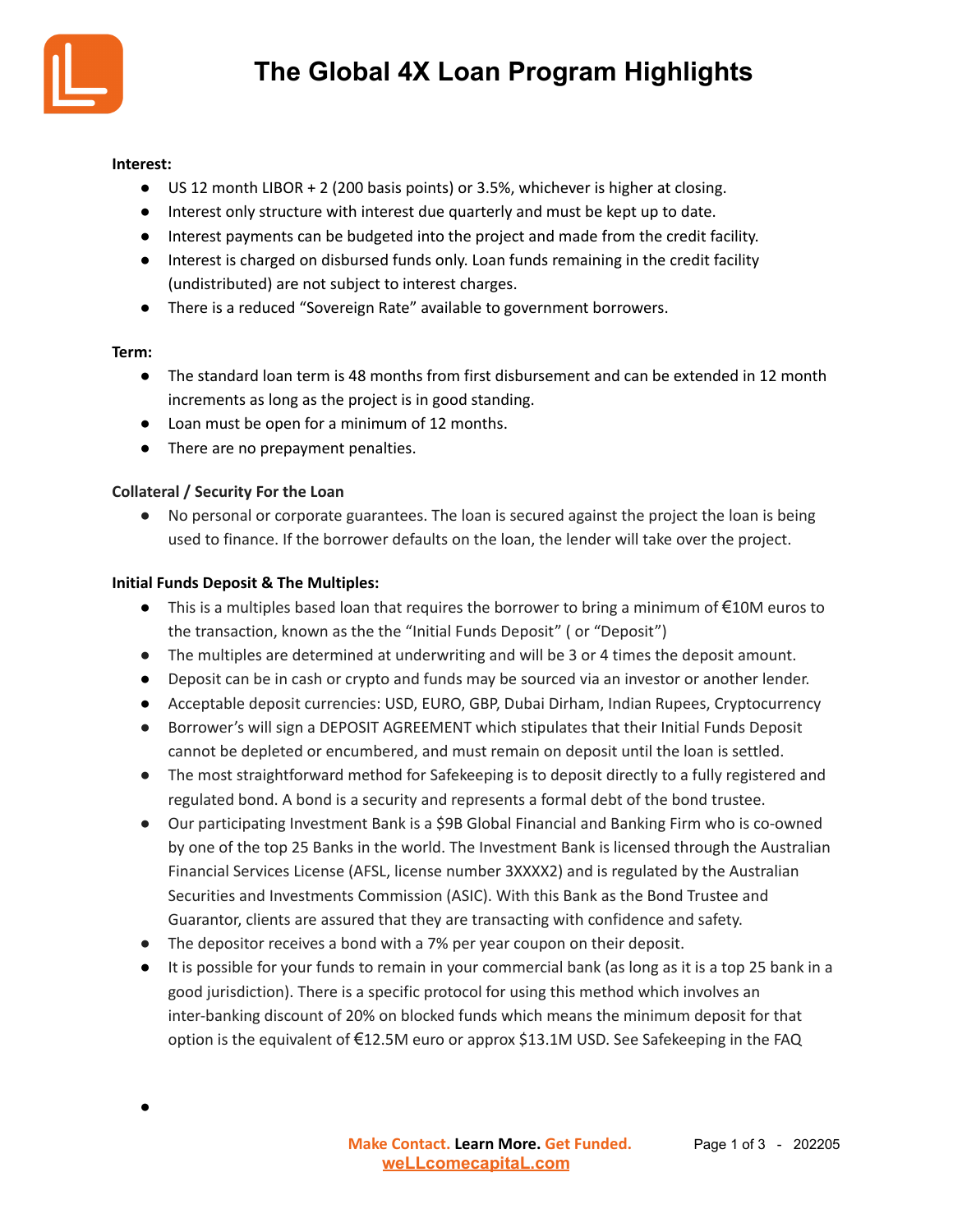# The Global 4X Loan Program Highlights

**Interest:**

- US 12 month LIBOR + 2 (200 basis points) or 3.5%, whichever is higher at closing.
- Interest only structure with interest due quarterly and must be kept up to date.
- Interest payments can be budgeted into the project and made from the credit facility.
- Interest is charged on disbursed funds only. Loan funds remaining in the credit facility (undistributed) are not subject to interest charges.
- There is a reduced "Sovereign Rate" available to government borrowers.

**Term:**

- The standard loan term is 48 months from first disbursement and can be extended in 12 month increments as long as the project is in good standing.
- Loan must be open for a minimum of 12 months.
- There are no prepayment penalties.

**Collateral / Security For the Loan**

- No personal or corporate guarantees. The loan is secured against the project the loan is being used to finance. If the borrower defaults on the loan, the lender will take over the project.

**Initial Funds Deposit & The Multiples:**

- This is a multiples based loan that requires the borrower to bring a minimum of €10M euros to the transaction, known as the the "Initial Funds Deposit" ( or "Deposit")
- The multiples are determined at underwriting and will be 3 or 4 times the deposit amount.
- Deposit can be in cash or crypto and funds may be sourced via an investor or another lender.
- Acceptable deposit currencies: USD, EURO, GBP, Dubai Dirham, Indian Rupees, Cryptocurrency
- Borrower's will sign a DEPOSIT AGREEMENT which stipulates that their Initial Funds Deposit cannot be depleted or encumbered, and must remain on deposit until the loan is settled.
- The most straightforward method for Safekeeping is to deposit directly to a fully registered and regulated bond. A bond is a security and represents a formal debt of the bond trustee.
- Our participating Investment Bank is a $9B Global Financial and Banking Firm who is co-owned by one of the top 25 Banks in the world. The Investment Bank is licensed through the Australian Financial Services License (AFSL, license number 3XXXX2) and is regulated by the Australian Securities and Investments Commission (ASIC). With this Bank as the Bond Trustee and Guarantor, clients are assured that they are transacting with confidence and safety.
- The depositor receives a bond with a 7% per year coupon on their deposit.
- It is possible for your funds to remain in your commercial bank (as long as it is a top 25 bank in a good jurisdiction). There is a specific protocol for using this method which involves an inter-banking discount of 20% on blocked funds which means the minimum deposit for that option is the equivalent of €12.5M euro or approx $13.1M USD. See Safekeeping in the FAQ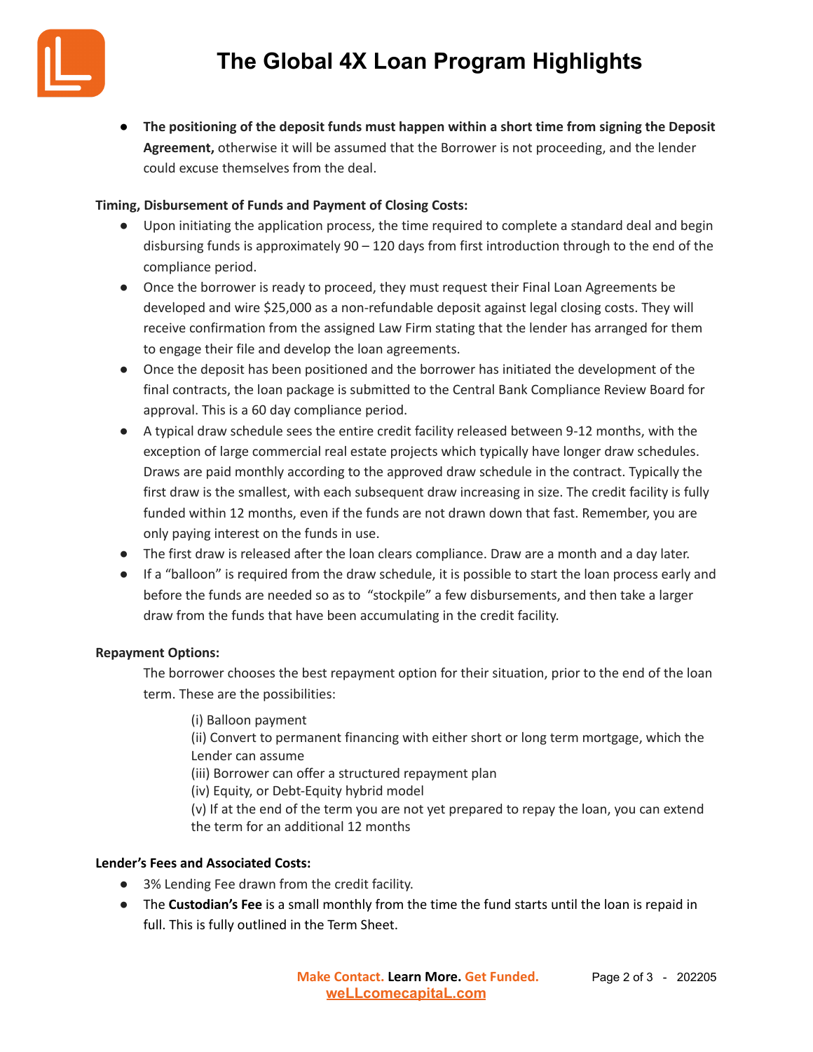- **The positioning of the deposit funds must happen within a short time from signing the Deposit Agreement,** otherwise it will be assumed that the Borrower is not proceeding, and the lender could excuse themselves from the deal.

**Timing, Disbursement of Funds and Payment of Closing Costs:**

- Upon initiating the application process, the time required to complete a standard deal and begin disbursing funds is approximately 90 – 120 days from first introduction through to the end of the compliance period.
- Once the borrower is ready to proceed, they must request their Final Loan Agreements be developed and wire $25,000 as a non-refundable deposit against legal closing costs. They will receive confirmation from the assigned Law Firm stating that the lender has arranged for them to engage their file and develop the loan agreements.
- Once the deposit has been positioned and the borrower has initiated the development of the final contracts, the loan package is submitted to the Central Bank Compliance Review Board for approval. This is a 60 day compliance period.
- A typical draw schedule sees the entire credit facility released between 9-12 months, with the exception of large commercial real estate projects which typically have longer draw schedules. Draws are paid monthly according to the approved draw schedule in the contract. Typically the first draw is the smallest, with each subsequent draw increasing in size. The credit facility is fully funded within 12 months, even if the funds are not drawn down that fast. Remember, you are only paying interest on the funds in use.
- The first draw is released after the loan clears compliance. Draw are a month and a day later.
- If a "balloon" is required from the draw schedule, it is possible to start the loan process early and before the funds are needed so as to "stockpile" a few disbursements, and then take a larger draw from the funds that have been accumulating in the credit facility.

**Repayment Options:**

The borrower chooses the best repayment option for their situation, prior to the end of the loan term. These are the possibilities:

(i) Balloon payment
(ii) Convert to permanent financing with either short or long term mortgage, which the Lender can assume
(iii) Borrower can offer a structured repayment plan
(iv) Equity, or Debt-Equity hybrid model
(v) If at the end of the term you are not yet prepared to repay the loan, you can extend the term for an additional 12 months

**Lender's Fees and Associated Costs:**

- 3% Lending Fee drawn from the credit facility.
- The **Custodian's Fee** is a small monthly from the time the fund starts until the loan is repaid in full. This is fully outlined in the Term Sheet.

Make Contact. Learn More. Get Funded.
weLLcomecapitaL.com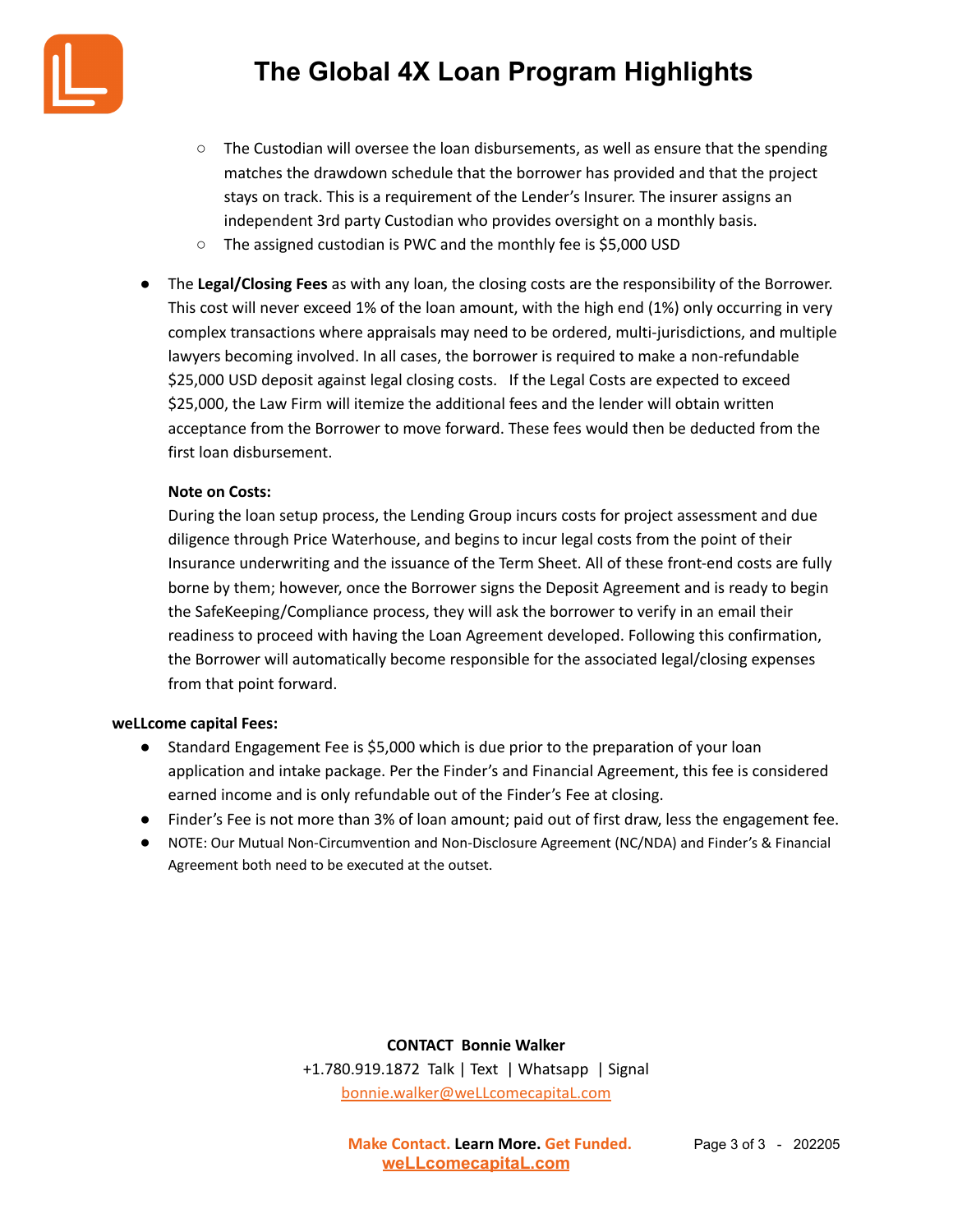- The Custodian will oversee the loan disbursements, as well as ensure that the spending matches the drawdown schedule that the borrower has provided and that the project stays on track. This is a requirement of the Lender's Insurer. The insurer assigns an independent 3rd party Custodian who provides oversight on a monthly basis.
- The assigned custodian is PWC and the monthly fee is $5,000 USD

- The **Legal/Closing Fees** as with any loan, the closing costs are the responsibility of the Borrower. This cost will never exceed 1% of the loan amount, with the high end (1%) only occurring in very complex transactions where appraisals may need to be ordered, multi-jurisdictions, and multiple lawyers becoming involved. In all cases, the borrower is required to make a non-refundable $25,000 USD deposit against legal closing costs. If the Legal Costs are expected to exceed $25,000, the Law Firm will itemize the additional fees and the lender will obtain written acceptance from the Borrower to move forward. These fees would then be deducted from the first loan disbursement.

  **Note on Costs:**
  During the loan setup process, the Lending Group incurs costs for project assessment and due diligence through Price Waterhouse, and begins to incur legal costs from the point of their Insurance underwriting and the issuance of the Term Sheet. All of these front-end costs are fully borne by them; however, once the Borrower signs the Deposit Agreement and is ready to begin the SafeKeeping/Compliance process, they will ask the borrower to verify in an email their readiness to proceed with having the Loan Agreement developed. Following this confirmation, the Borrower will automatically become responsible for the associated legal/closing expenses from that point forward.

**weLLcome capital Fees:**

- Standard Engagement Fee is $5,000 which is due prior to the preparation of your loan application and intake package. Per the Finder's and Financial Agreement, this fee is considered earned income and is only refundable out of the Finder's Fee at closing.
- Finder's Fee is not more than 3% of loan amount; paid out of first draw, less the engagement fee.
- NOTE: Our Mutual Non-Circumvention and Non-Disclosure Agreement (NC/NDA) and Finder's & Financial Agreement both need to be executed at the outset.

**CONTACT Bonnie Walker**
+1.780.919.1872 Talk | Text | Whatsapp | Signal
bonnie.walker@weLLcomecapitaL.com

**Make Contact. Learn More. Get Funded.**
**weLLcomecapitaL.com**